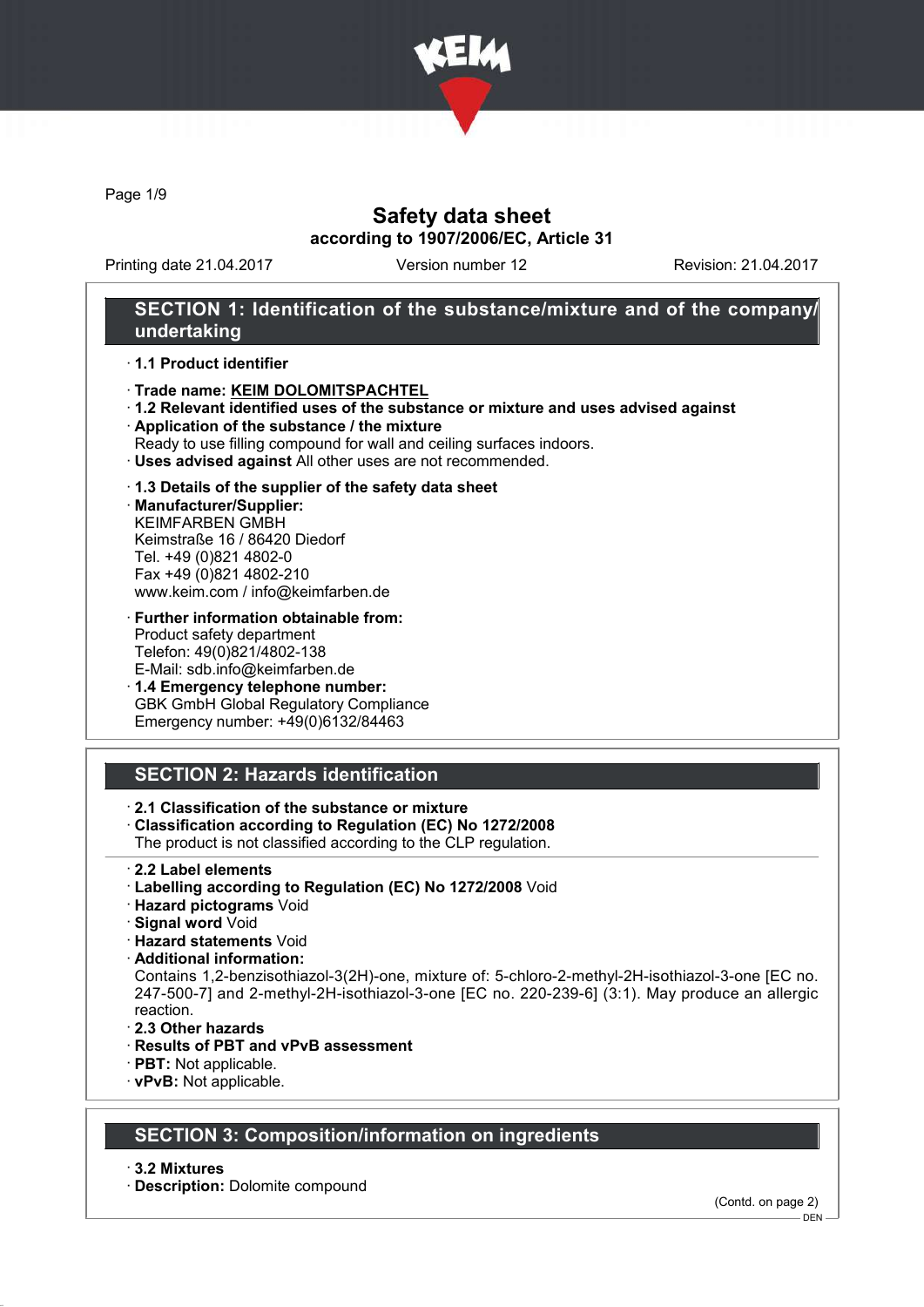# Safety data sheet
## according to 1907/2006/EC, Article 31

Printing date 21.04.2017 Version number 12 Revision: 21.04.2017

## SECTION 1: Identification of the substance/mixture and of the company/undertaking

· **1.1 Product identifier**

· **Trade name: KEIM DOLOMITSPACHTEL**
· **1.2 Relevant identified uses of the substance or mixture and uses advised against**
· **Application of the substance / the mixture**
Ready to use filling compound for wall and ceiling surfaces indoors.
· **Uses advised against** All other uses are not recommended.

· **1.3 Details of the supplier of the safety data sheet**
· **Manufacturer/Supplier:**
KEIMFARBEN GMBH
Keimstraße 16 / 86420 Diedorf
Tel. +49 (0)821 4802-0
Fax +49 (0)821 4802-210
www.keim.com / info@keimfarben.de

· **Further information obtainable from:**
Product safety department
Telefon: 49(0)821/4802-138
E-Mail: sdb.info@keimfarben.de
· **1.4 Emergency telephone number:**
GBK GmbH Global Regulatory Compliance
Emergency number: +49(0)6132/84463

## SECTION 2: Hazards identification

· **2.1 Classification of the substance or mixture**
· **Classification according to Regulation (EC) No 1272/2008**
The product is not classified according to the CLP regulation.

· **2.2 Label elements**
· **Labelling according to Regulation (EC) No 1272/2008** Void
· **Hazard pictograms** Void
· **Signal word** Void
· **Hazard statements** Void
· **Additional information:**
Contains 1,2-benzisothiazol-3(2H)-one, mixture of: 5-chloro-2-methyl-2H-isothiazol-3-one [EC no. 247-500-7] and 2-methyl-2H-isothiazol-3-one [EC no. 220-239-6] (3:1). May produce an allergic reaction.
· **2.3 Other hazards**
· **Results of PBT and vPvB assessment**
· **PBT:** Not applicable.
· **vPvB:** Not applicable.

## SECTION 3: Composition/information on ingredients

· **3.2 Mixtures**
· **Description:** Dolomite compound

(Contd. on page 2)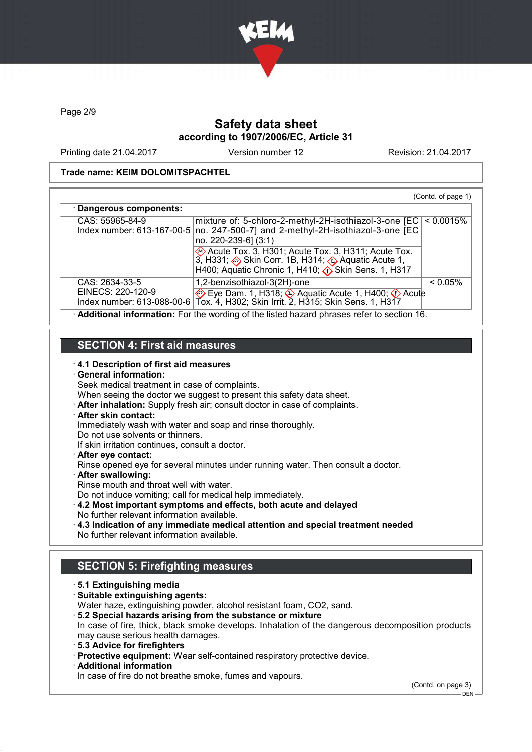# Safety data sheet
## according to 1907/2006/EC, Article 31

Printing date 21.04.2017 | Version number 12 | Revision: 21.04.2017

**Trade name: KEIM DOLOMITSPACHTEL**

(Contd. of page 1)

· **Dangerous components:**

| | | |
|---|---|---|
| CAS: 55965-84-9<br>Index number: 613-167-00-5 | mixture of: 5-chloro-2-methyl-2H-isothiazol-3-one [EC no. 247-500-7] and 2-methyl-2H-isothiazol-3-one [EC no. 220-239-6] (3:1)<br>Acute Tox. 3, H301; Acute Tox. 3, H311; Acute Tox. 3, H331; Skin Corr. 1B, H314; Aquatic Acute 1, H400; Aquatic Chronic 1, H410; Skin Sens. 1, H317 | < 0.0015% |
| CAS: 2634-33-5<br>EINECS: 220-120-9<br>Index number: 613-088-00-6 | 1,2-benzisothiazol-3(2H)-one<br>Eye Dam. 1, H318; Aquatic Acute 1, H400; Acute Tox. 4, H302; Skin Irrit. 2, H315; Skin Sens. 1, H317 | < 0.05% |

· **Additional information:** For the wording of the listed hazard phrases refer to section 16.

## SECTION 4: First aid measures

· **4.1 Description of first aid measures**
· **General information:**
Seek medical treatment in case of complaints.
When seeing the doctor we suggest to present this safety data sheet.
· **After inhalation:** Supply fresh air; consult doctor in case of complaints.
· **After skin contact:**
Immediately wash with water and soap and rinse thoroughly.
Do not use solvents or thinners.
If skin irritation continues, consult a doctor.
· **After eye contact:**
Rinse opened eye for several minutes under running water. Then consult a doctor.
· **After swallowing:**
Rinse mouth and throat well with water.
Do not induce vomiting; call for medical help immediately.
· **4.2 Most important symptoms and effects, both acute and delayed**
No further relevant information available.
· **4.3 Indication of any immediate medical attention and special treatment needed**
No further relevant information available.

## SECTION 5: Firefighting measures

· **5.1 Extinguishing media**
· **Suitable extinguishing agents:**
Water haze, extinguishing powder, alcohol resistant foam, CO2, sand.
· **5.2 Special hazards arising from the substance or mixture**
In case of fire, thick, black smoke develops. Inhalation of the dangerous decomposition products may cause serious health damages.
· **5.3 Advice for firefighters**
· **Protective equipment:** Wear self-contained respiratory protective device.
· **Additional information**
In case of fire do not breathe smoke, fumes and vapours.

(Contd. on page 3)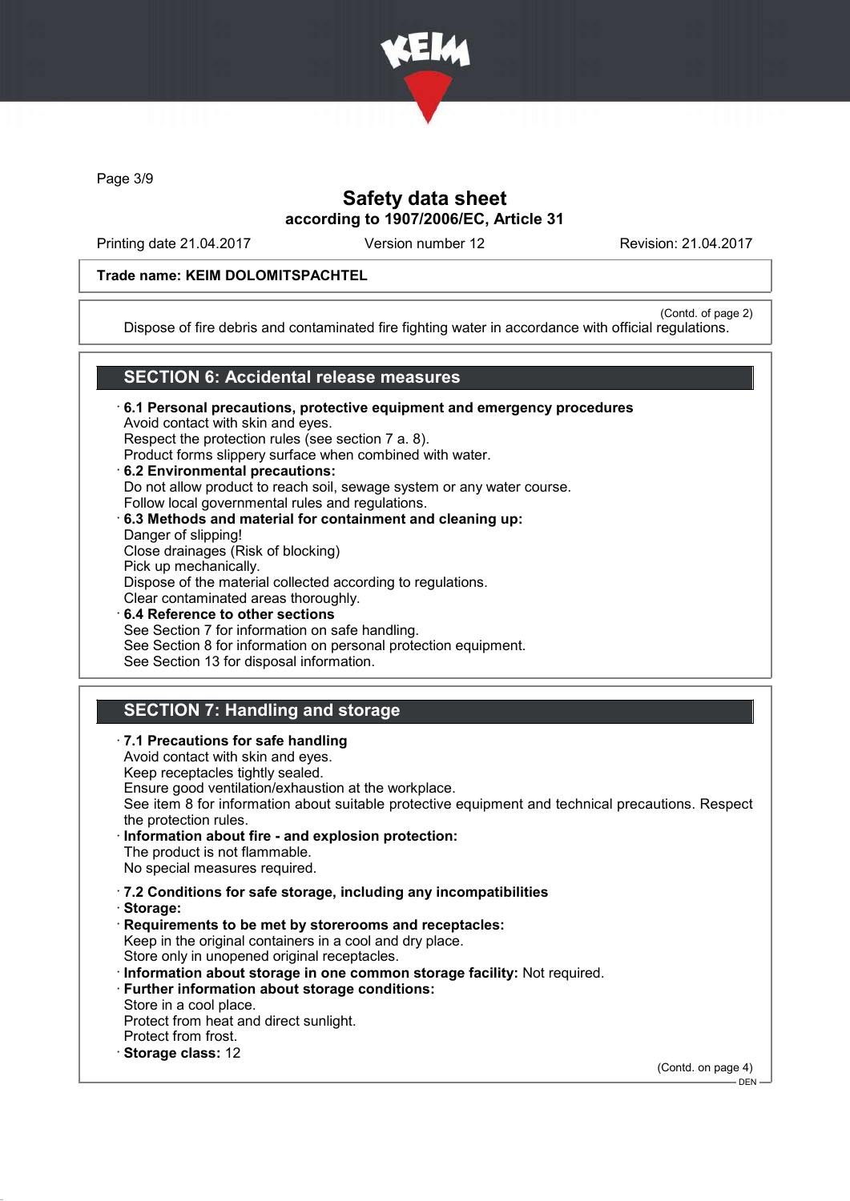Trade name: KEIM DOLOMITSPACHTEL

(Contd. of page 2)

Dispose of fire debris and contaminated fire fighting water in accordance with official regulations.

## SECTION 6: Accidental release measures

· **6.1 Personal precautions, protective equipment and emergency procedures**
Avoid contact with skin and eyes.
Respect the protection rules (see section 7 a. 8).
Product forms slippery surface when combined with water.

· **6.2 Environmental precautions:**
Do not allow product to reach soil, sewage system or any water course.
Follow local governmental rules and regulations.

· **6.3 Methods and material for containment and cleaning up:**
Danger of slipping!
Close drainages (Risk of blocking)
Pick up mechanically.
Dispose of the material collected according to regulations.
Clear contaminated areas thoroughly.

· **6.4 Reference to other sections**
See Section 7 for information on safe handling.
See Section 8 for information on personal protection equipment.
See Section 13 for disposal information.

## SECTION 7: Handling and storage

· **7.1 Precautions for safe handling**
Avoid contact with skin and eyes.
Keep receptacles tightly sealed.
Ensure good ventilation/exhaustion at the workplace.
See item 8 for information about suitable protective equipment and technical precautions. Respect the protection rules.

· **Information about fire - and explosion protection:**
The product is not flammable.
No special measures required.

· **7.2 Conditions for safe storage, including any incompatibilities**

· **Storage:**

· **Requirements to be met by storerooms and receptacles:**
Keep in the original containers in a cool and dry place.
Store only in unopened original receptacles.

· **Information about storage in one common storage facility:** Not required.

· **Further information about storage conditions:**
Store in a cool place.
Protect from heat and direct sunlight.
Protect from frost.

· **Storage class:** 12

(Contd. on page 4)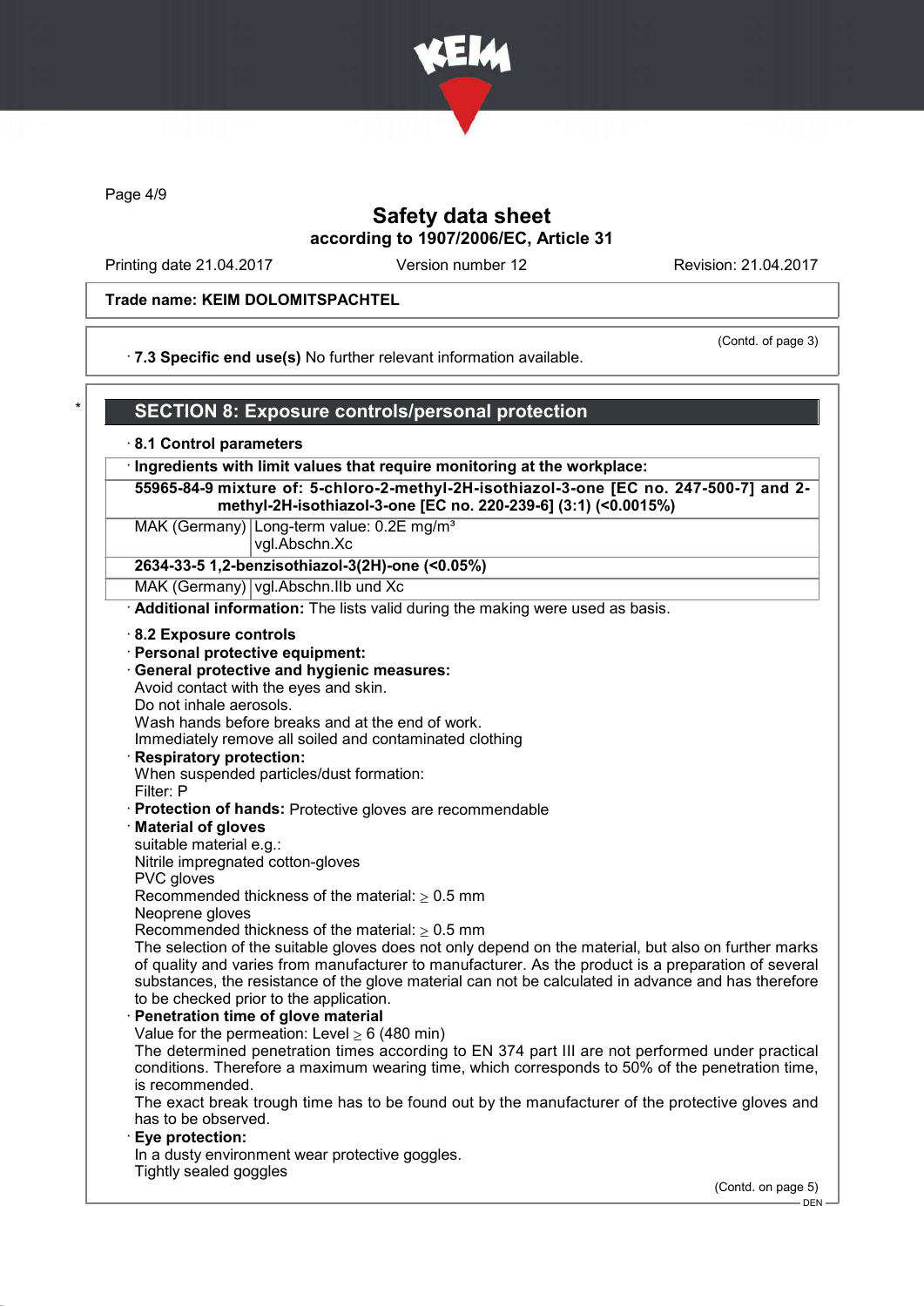**Trade name: KEIM DOLOMITSPACHTEL**

(Contd. of page 3)

· **7.3 Specific end use(s)** No further relevant information available.

## SECTION 8: Exposure controls/personal protection

· **8.1 Control parameters**

| · Ingredients with limit values that require monitoring at the workplace: | |
|---|---|
| **55965-84-9 mixture of: 5-chloro-2-methyl-2H-isothiazol-3-one [EC no. 247-500-7] and 2-methyl-2H-isothiazol-3-one [EC no. 220-239-6] (3:1) (<0.0015%)** | |
| MAK (Germany) | Long-term value: 0.2E mg/m³ vgl.Abschn.Xc |
| **2634-33-5 1,2-benzisothiazol-3(2H)-one (<0.05%)** | |
| MAK (Germany) | vgl.Abschn.IIb und Xc |

· **Additional information:** The lists valid during the making were used as basis.

· **8.2 Exposure controls**

· **Personal protective equipment:**

· **General protective and hygienic measures:**
Avoid contact with the eyes and skin.
Do not inhale aerosols.
Wash hands before breaks and at the end of work.
Immediately remove all soiled and contaminated clothing

· **Respiratory protection:**
When suspended particles/dust formation:
Filter: P

· **Protection of hands:** Protective gloves are recommendable

· **Material of gloves**
suitable material e.g.:
Nitrile impregnated cotton-gloves
PVC gloves
Recommended thickness of the material: $\geq$ 0.5 mm
Neoprene gloves
Recommended thickness of the material: $\geq$ 0.5 mm
The selection of the suitable gloves does not only depend on the material, but also on further marks of quality and varies from manufacturer to manufacturer. As the product is a preparation of several substances, the resistance of the glove material can not be calculated in advance and has therefore to be checked prior to the application.

· **Penetration time of glove material**
Value for the permeation: Level $\geq$ 6 (480 min)
The determined penetration times according to EN 374 part III are not performed under practical conditions. Therefore a maximum wearing time, which corresponds to 50% of the penetration time, is recommended.
The exact break trough time has to be found out by the manufacturer of the protective gloves and has to be observed.

· **Eye protection:**
In a dusty environment wear protective goggles.
Tightly sealed goggles

(Contd. on page 5)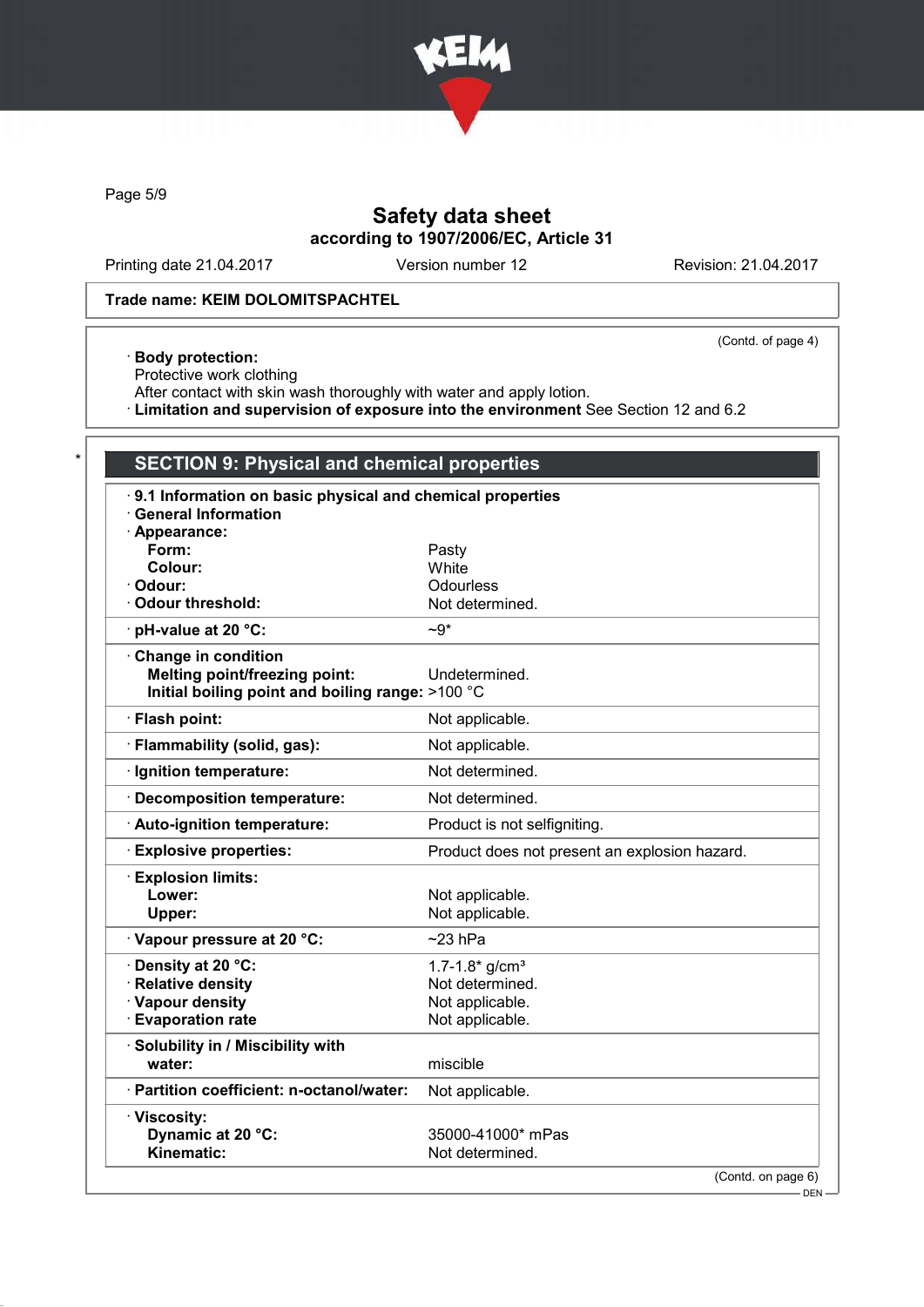Trade name: KEIM DOLOMITSPACHTEL

(Contd. of page 4)

· **Body protection:**
Protective work clothing
After contact with skin wash thoroughly with water and apply lotion.
· **Limitation and supervision of exposure into the environment** See Section 12 and 6.2

## SECTION 9: Physical and chemical properties

· **9.1 Information on basic physical and chemical properties**
· **General Information**

| Property | Value |
|---|---|
| · **Appearance:** | |
| **Form:** | Pasty |
| **Colour:** | White |
| · **Odour:** | Odourless |
| · **Odour threshold:** | Not determined. |
| · **pH-value at 20 °C:** | ~9* |
| · **Change in condition** | |
| **Melting point/freezing point:** | Undetermined. |
| **Initial boiling point and boiling range:** | >100 °C |
| · **Flash point:** | Not applicable. |
| · **Flammability (solid, gas):** | Not applicable. |
| · **Ignition temperature:** | Not determined. |
| · **Decomposition temperature:** | Not determined. |
| · **Auto-ignition temperature:** | Product is not selfigniting. |
| · **Explosive properties:** | Product does not present an explosion hazard. |
| · **Explosion limits:** | |
| **Lower:** | Not applicable. |
| **Upper:** | Not applicable. |
| · **Vapour pressure at 20 °C:** | ~23 hPa |
| · **Density at 20 °C:** | 1.7-1.8* g/cm³ |
| · **Relative density** | Not determined. |
| · **Vapour density** | Not applicable. |
| · **Evaporation rate** | Not applicable. |
| · **Solubility in / Miscibility with** | |
| **water:** | miscible |
| · **Partition coefficient: n-octanol/water:** | Not applicable. |
| · **Viscosity:** | |
| **Dynamic at 20 °C:** | 35000-41000* mPas |
| **Kinematic:** | Not determined. |

(Contd. on page 6)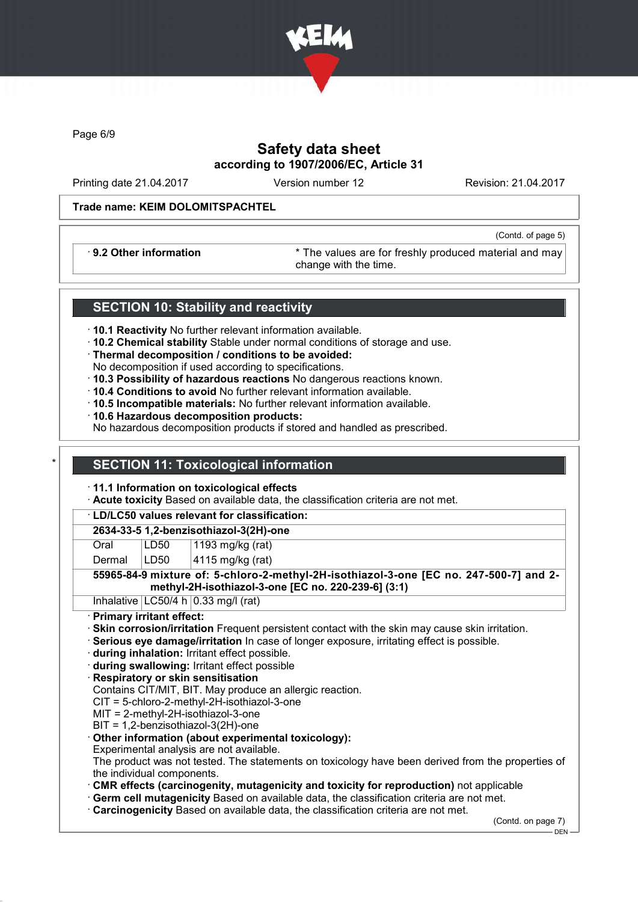Trade name: KEIM DOLOMITSPACHTEL

(Contd. of page 5)

| · 9.2 Other information | * The values are for freshly produced material and may change with the time. |
|---|---|

## SECTION 10: Stability and reactivity

· **10.1 Reactivity** No further relevant information available.
· **10.2 Chemical stability** Stable under normal conditions of storage and use.
· **Thermal decomposition / conditions to be avoided:**
No decomposition if used according to specifications.
· **10.3 Possibility of hazardous reactions** No dangerous reactions known.
· **10.4 Conditions to avoid** No further relevant information available.
· **10.5 Incompatible materials:** No further relevant information available.
· **10.6 Hazardous decomposition products:**
No hazardous decomposition products if stored and handled as prescribed.

## SECTION 11: Toxicological information

· **11.1 Information on toxicological effects**
· **Acute toxicity** Based on available data, the classification criteria are not met.

| · LD/LC50 values relevant for classification: | | |
|---|---|---|
| **2634-33-5 1,2-benzisothiazol-3(2H)-one** | | |
| Oral | LD50 | 1193 mg/kg (rat) |
| Dermal | LD50 | 4115 mg/kg (rat) |
| **55965-84-9 mixture of: 5-chloro-2-methyl-2H-isothiazol-3-one [EC no. 247-500-7] and 2-methyl-2H-isothiazol-3-one [EC no. 220-239-6] (3:1)** | | |
| Inhalative | LC50/4 h | 0.33 mg/l (rat) |

· **Primary irritant effect:**
· **Skin corrosion/irritation** Frequent persistent contact with the skin may cause skin irritation.
· **Serious eye damage/irritation** In case of longer exposure, irritating effect is possible.
· **during inhalation:** Irritant effect possible.
· **during swallowing:** Irritant effect possible
· **Respiratory or skin sensitisation**
Contains CIT/MIT, BIT. May produce an allergic reaction.
CIT = 5-chloro-2-methyl-2H-isothiazol-3-one
MIT = 2-methyl-2H-isothiazol-3-one
BIT = 1,2-benzisothiazol-3(2H)-one
· **Other information (about experimental toxicology):**
Experimental analysis are not available.
The product was not tested. The statements on toxicology have been derived from the properties of the individual components.
· **CMR effects (carcinogenity, mutagenicity and toxicity for reproduction)** not applicable
· **Germ cell mutagenicity** Based on available data, the classification criteria are not met.
· **Carcinogenicity** Based on available data, the classification criteria are not met.

(Contd. on page 7)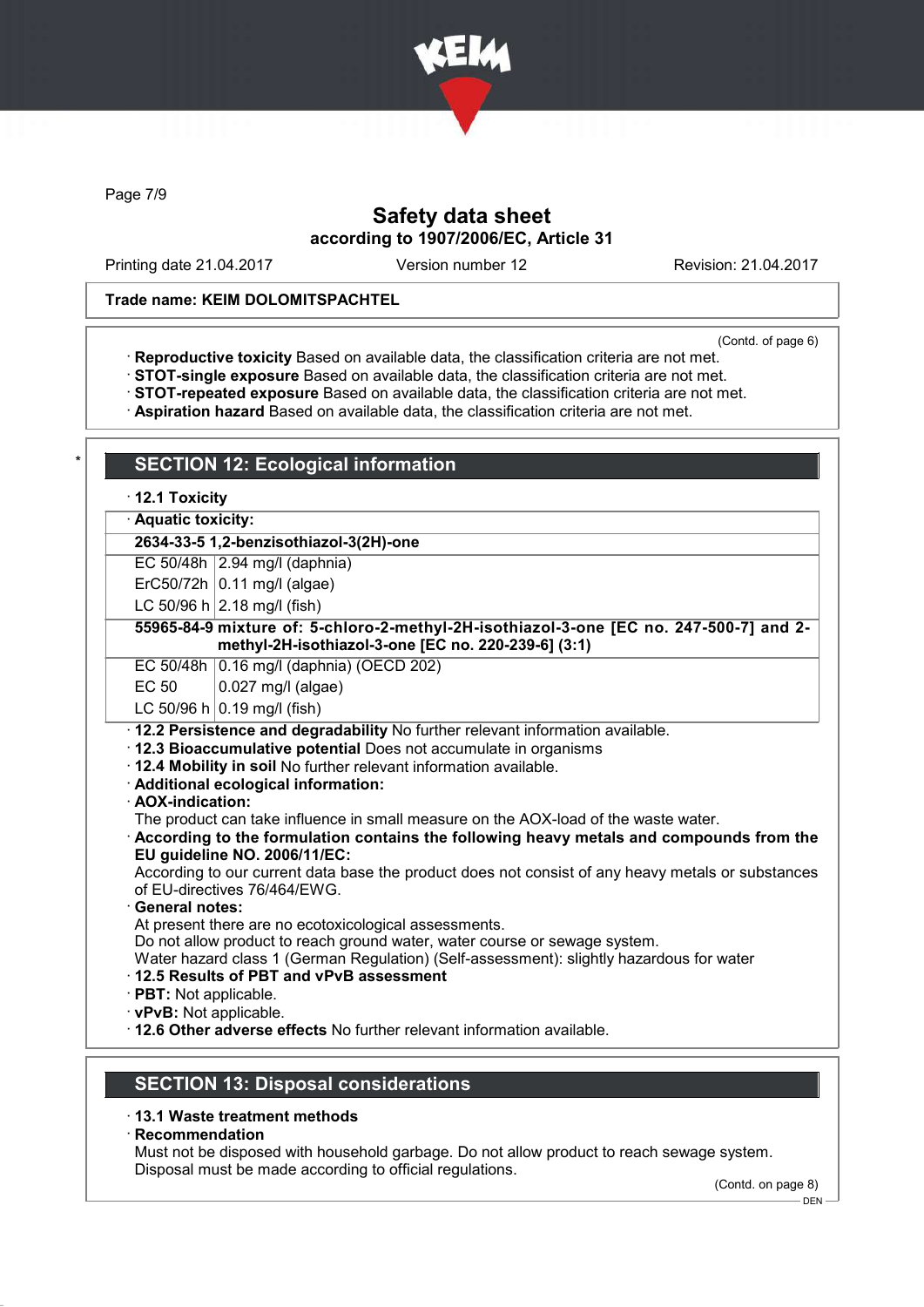**Trade name: KEIM DOLOMITSPACHTEL**

(Contd. of page 6)

· **Reproductive toxicity** Based on available data, the classification criteria are not met.
· **STOT-single exposure** Based on available data, the classification criteria are not met.
· **STOT-repeated exposure** Based on available data, the classification criteria are not met.
· **Aspiration hazard** Based on available data, the classification criteria are not met.

## SECTION 12: Ecological information

· **12.1 Toxicity**

| · **Aquatic toxicity:** | |
|---|---|
| **2634-33-5 1,2-benzisothiazol-3(2H)-one** | |
| EC 50/48h | 2.94 mg/l (daphnia) |
| ErC50/72h | 0.11 mg/l (algae) |
| LC 50/96 h | 2.18 mg/l (fish) |
| **55965-84-9 mixture of: 5-chloro-2-methyl-2H-isothiazol-3-one [EC no. 247-500-7] and 2-methyl-2H-isothiazol-3-one [EC no. 220-239-6] (3:1)** | |
| EC 50/48h | 0.16 mg/l (daphnia) (OECD 202) |
| EC 50 | 0.027 mg/l (algae) |
| LC 50/96 h | 0.19 mg/l (fish) |

· **12.2 Persistence and degradability** No further relevant information available.
· **12.3 Bioaccumulative potential** Does not accumulate in organisms
· **12.4 Mobility in soil** No further relevant information available.
· **Additional ecological information:**
· **AOX-indication:**
The product can take influence in small measure on the AOX-load of the waste water.
· **According to the formulation contains the following heavy metals and compounds from the EU guideline NO. 2006/11/EC:**
According to our current data base the product does not consist of any heavy metals or substances of EU-directives 76/464/EWG.
· **General notes:**
At present there are no ecotoxicological assessments.
Do not allow product to reach ground water, water course or sewage system.
Water hazard class 1 (German Regulation) (Self-assessment): slightly hazardous for water
· **12.5 Results of PBT and vPvB assessment**
· **PBT:** Not applicable.
· **vPvB:** Not applicable.
· **12.6 Other adverse effects** No further relevant information available.

## SECTION 13: Disposal considerations

· **13.1 Waste treatment methods**
· **Recommendation**
Must not be disposed with household garbage. Do not allow product to reach sewage system.
Disposal must be made according to official regulations.

(Contd. on page 8)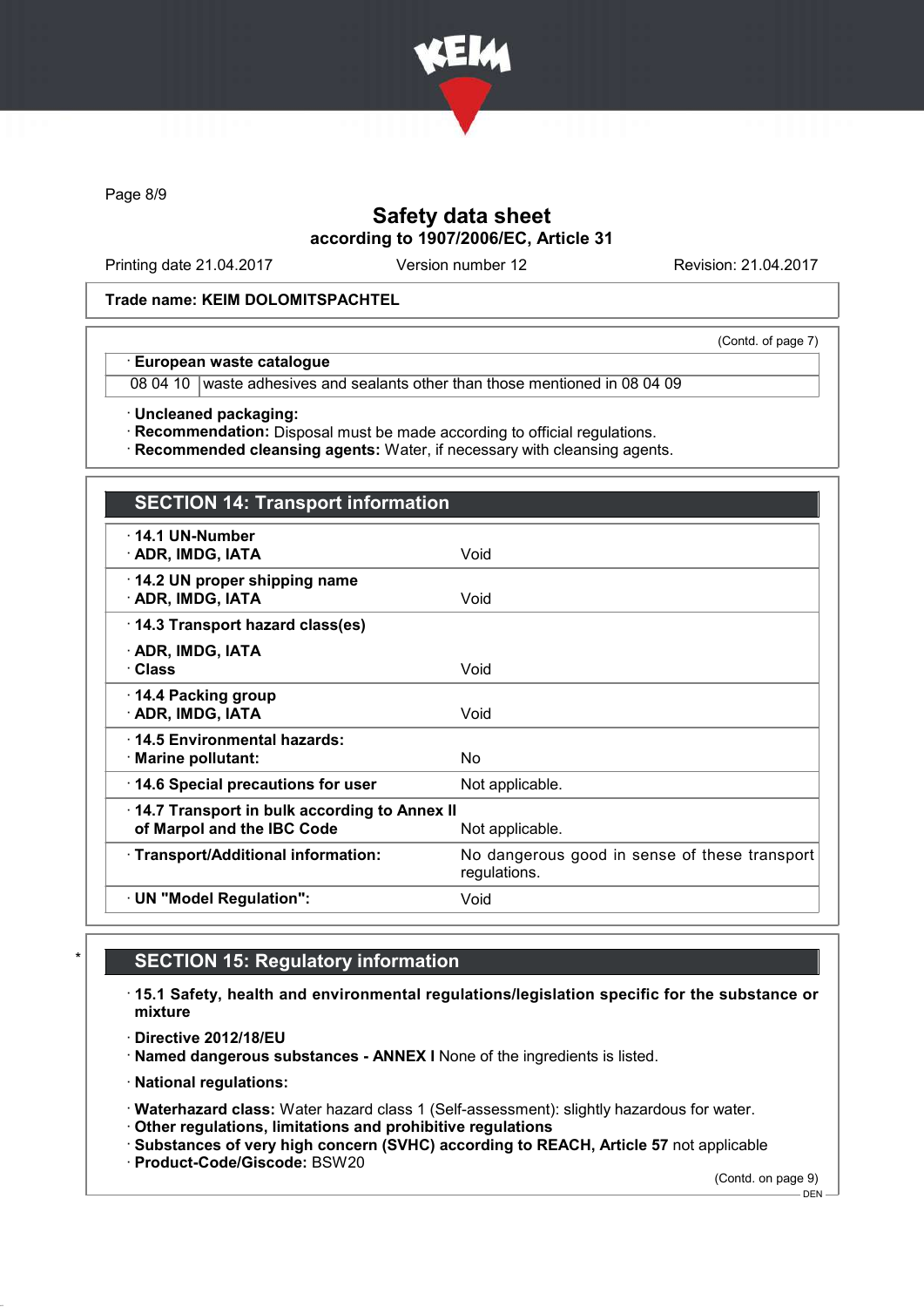**Trade name: KEIM DOLOMITSPACHTEL**

(Contd. of page 7)

| · European waste catalogue | |
|---|---|
| 08 04 10 | waste adhesives and sealants other than those mentioned in 08 04 09 |

· **Uncleaned packaging:**
· **Recommendation:** Disposal must be made according to official regulations.
· **Recommended cleansing agents:** Water, if necessary with cleansing agents.

## SECTION 14: Transport information

| | |
|---|---|
| · **14.1 UN-Number**<br>· **ADR, IMDG, IATA** | Void |
| · **14.2 UN proper shipping name**<br>· **ADR, IMDG, IATA** | Void |
| · **14.3 Transport hazard class(es)**<br>· **ADR, IMDG, IATA**<br>· **Class** | Void |
| · **14.4 Packing group**<br>· **ADR, IMDG, IATA** | Void |
| · **14.5 Environmental hazards:**<br>· **Marine pollutant:** | No |
| · **14.6 Special precautions for user** | Not applicable. |
| · **14.7 Transport in bulk according to Annex II of Marpol and the IBC Code** | Not applicable. |
| · **Transport/Additional information:** | No dangerous good in sense of these transport regulations. |
| · **UN "Model Regulation":** | Void |

## * SECTION 15: Regulatory information

· **15.1 Safety, health and environmental regulations/legislation specific for the substance or mixture**

· **Directive 2012/18/EU**
· **Named dangerous substances - ANNEX I** None of the ingredients is listed.

· **National regulations:**

· **Waterhazard class:** Water hazard class 1 (Self-assessment): slightly hazardous for water.
· **Other regulations, limitations and prohibitive regulations**
· **Substances of very high concern (SVHC) according to REACH, Article 57** not applicable
· **Product-Code/Giscode:** BSW20

(Contd. on page 9)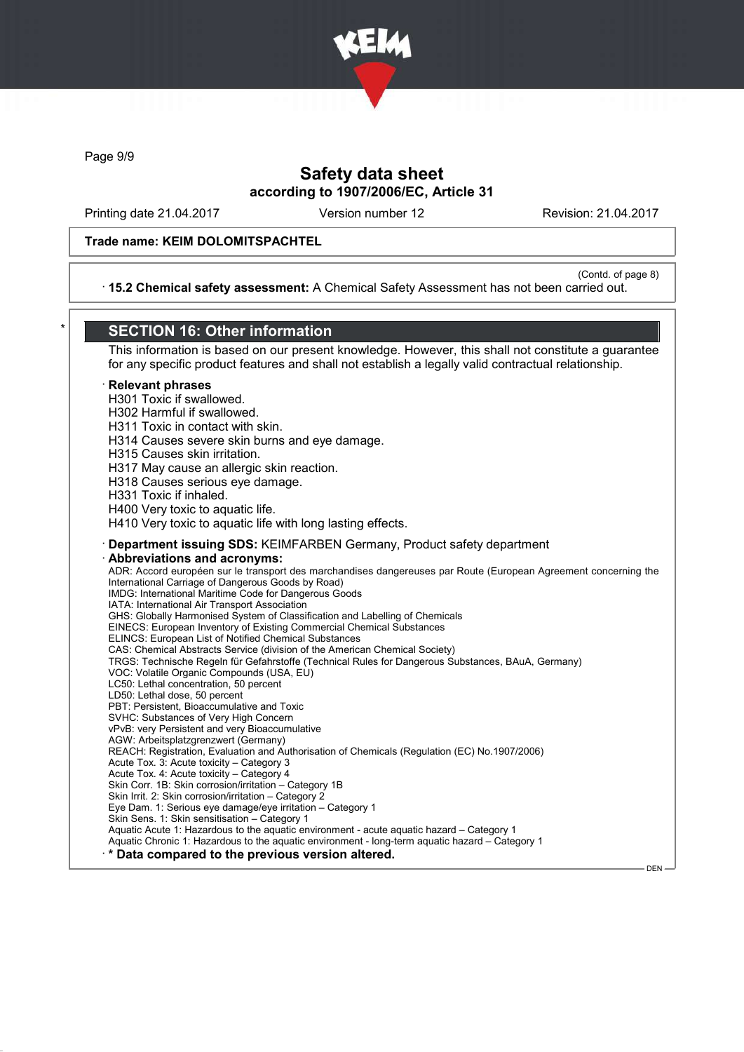Trade name: KEIM DOLOMITSPACHTEL

(Contd. of page 8)

· **15.2 Chemical safety assessment:** A Chemical Safety Assessment has not been carried out.

## * SECTION 16: Other information

This information is based on our present knowledge. However, this shall not constitute a guarantee for any specific product features and shall not establish a legally valid contractual relationship.

· **Relevant phrases**

H301 Toxic if swallowed.
H302 Harmful if swallowed.
H311 Toxic in contact with skin.
H314 Causes severe skin burns and eye damage.
H315 Causes skin irritation.
H317 May cause an allergic skin reaction.
H318 Causes serious eye damage.
H331 Toxic if inhaled.
H400 Very toxic to aquatic life.
H410 Very toxic to aquatic life with long lasting effects.

· **Department issuing SDS:** KEIMFARBEN Germany, Product safety department

· **Abbreviations and acronyms:**

ADR: Accord européen sur le transport des marchandises dangereuses par Route (European Agreement concerning the International Carriage of Dangerous Goods by Road)
IMDG: International Maritime Code for Dangerous Goods
IATA: International Air Transport Association
GHS: Globally Harmonised System of Classification and Labelling of Chemicals
EINECS: European Inventory of Existing Commercial Chemical Substances
ELINCS: European List of Notified Chemical Substances
CAS: Chemical Abstracts Service (division of the American Chemical Society)
TRGS: Technische Regeln für Gefahrstoffe (Technical Rules for Dangerous Substances, BAuA, Germany)
VOC: Volatile Organic Compounds (USA, EU)
LC50: Lethal concentration, 50 percent
LD50: Lethal dose, 50 percent
PBT: Persistent, Bioaccumulative and Toxic
SVHC: Substances of Very High Concern
vPvB: very Persistent and very Bioaccumulative
AGW: Arbeitsplatzgrenzwert (Germany)
REACH: Registration, Evaluation and Authorisation of Chemicals (Regulation (EC) No.1907/2006)
Acute Tox. 3: Acute toxicity – Category 3
Acute Tox. 4: Acute toxicity – Category 4
Skin Corr. 1B: Skin corrosion/irritation – Category 1B
Skin Irrit. 2: Skin corrosion/irritation – Category 2
Eye Dam. 1: Serious eye damage/eye irritation – Category 1
Skin Sens. 1: Skin sensitisation – Category 1
Aquatic Acute 1: Hazardous to the aquatic environment - acute aquatic hazard – Category 1
Aquatic Chronic 1: Hazardous to the aquatic environment - long-term aquatic hazard – Category 1

· **\* Data compared to the previous version altered.**